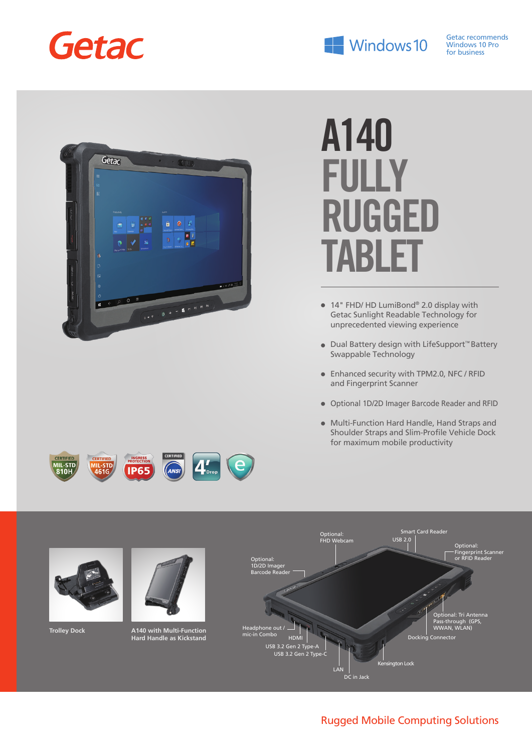Getac

Windows 10

Getac recommends Windows 10 Pro for business

# A140 FULLY RUGGED TABLET

- 14" FHD/ HD LumiBond® 2.0 display with Getac Sunlight Readable Technology for unprecedented viewing experience
- Dual Battery design with LifeSupport™ Battery Swappable Technology
- Enhanced security with TPM2.0, NFC / RFID and Fingerprint Scanner
- Optional 1D/2D Imager Barcode Reader and RFID
- Multi-Function Hard Handle, Hand Straps and Shoulder Straps and Slim-Profile Vehicle Dock for maximum mobile productivity

CERTIFIED MIL-STD 810H | CERTIFIED MIL-STD 461G | INGRESS PROTECTION IP65 | CERTIFIED ANSI | 4' Drop

Trolley Dock

A140 with Multi-Function Hard Handle as Kickstand

Optional: FHD Webcam

Smart Card Reader

USB 2.0

Optional: Fingerprint Scanner or RFID Reader

Optional: 1D/2D Imager Barcode Reader

Optional: Tri Antenna Pass-through (GPS, WWAN, WLAN)

Headphone out / mic-in Combo

HDMI

Docking Connector

USB 3.2 Gen 2 Type-A

USB 3.2 Gen 2 Type-C

Kensington Lock

LAN

DC in Jack

Rugged Mobile Computing Solutions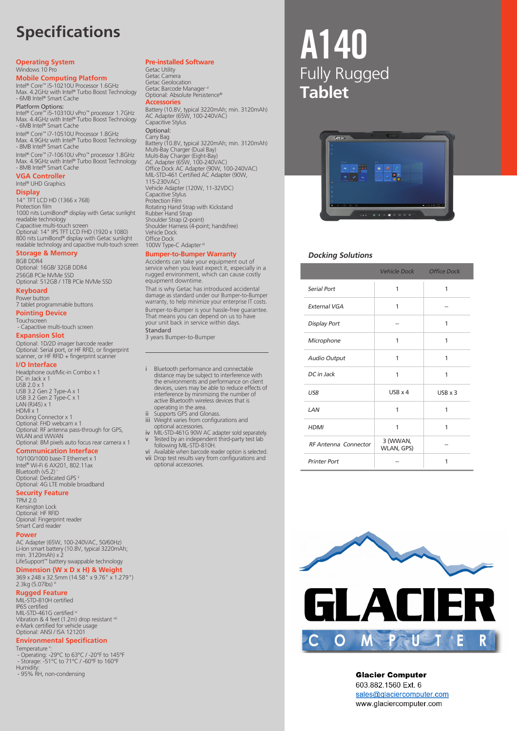# Specifications

## Operating System
Windows 10 Pro

## Mobile Computing Platform
Intel® Core™ i5-10210U Processor 1.6GHz
Max. 4.2GHz with Intel® Turbo Boost Technology
- 6MB Intel® Smart Cache

Platform Options:
Intel® Core™ i5-10310U vPro™ processor 1.7GHz
Max. 4.4GHz with Intel® Turbo Boost Technology
- 6MB Intel® Smart Cache

Intel® Core™ i7-10510U Processor 1.8GHz
Max. 4.9GHz with Intel® Turbo Boost Technology
- 8MB Intel® Smart Cache

Intel® Core™ i7-10610U vPro™ processor 1.8GHz
Max. 4.9GHz with Intel® Turbo Boost Technology
- 8MB Intel® Smart Cache

## VGA Controller
Intel® UHD Graphics

## Display
14" TFT LCD HD (1366 x 768)
Protection film
1000 nits LumiBond® display with Getac sunlight readable technology
Capacitive multi-touch screen
Optional: 14" IPS TFT LCD FHD (1920 x 1080)
800 nits LumiBond® display with Getac sunlight readable technology and capacitive multi-touch screen

## Storage & Memory
8GB DDR4
Optional: 16GB/ 32GB DDR4
256GB PCIe NVMe SSD
Optional: 512GB / 1TB PCIe NVMe SSD

## Keyboard
Power button
7 tablet programmable buttons

## Pointing Device
Touchscreen
- Capacitive multi-touch screen

## Expansion Slot
Optional: 1D/2D imager barcode reader
Optional: Serial port, or HF RFID, or fingerprint scanner, or HF RFID + fingerprint scanner

## I/O Interface
Headphone out/Mic-in Combo x 1
DC in Jack x 1
USB 2.0 x 1
USB 3.2 Gen 2 Type-A x 1
USB 3.2 Gen 2 Type-C x 1
LAN (RJ45) x 1
HDMI x 1
Docking Connector x 1
Optional: FHD webcam x 1
Optional: RF antenna pass-through for GPS, WLAN and WWAN
Optional: 8M pixels auto focus rear camera x 1

## Communication Interface
10/100/1000 base-T Ethernet x 1
Intel® Wi-Fi 6 AX201, 802.11ax
Bluetooth (v5.2) [i]
Optional: Dedicated GPS [ii]
Optional: 4G LTE mobile broadband

## Security Feature
TPM 2.0
Kensington Lock
Optional: HF RFID
Opional: Fingerprint reader
Smart Card reader

## Power
AC Adapter (65W, 100-240VAC, 50/60Hz)
Li-Ion smart battery (10.8V, typical 3220mAh; min. 3120mAh) x 2
LifeSupport™ battery swappable technology

## Dimension (W x D x H) & Weight
369 x 248 x 32.5mm (14.58" x 9.76" x 1.279")
2.3kg (5.07lbs) [iii]

## Rugged Feature
MIL-STD-810H certified
IP65 certified
MIL-STD-461G certified [iv]
Vibration & 4 feet (1.2m) drop resistant [vii]
e-Mark certified for vehicle usage
Optional: ANSI / ISA 121201

## Environmental Specification
Temperature [v]:
- Operating: -29°C to 63°C / -20°F to 145°F
- Storage: -51°C to 71°C / -60°F to 160°F

Humidity:
- 95% RH, non-condensing

## Pre-installed Software
Getac Utility
Getac Camera
Getac Geolocation
Getac Barcode Manager [vi]
Optional: Absolute Persistence®

## Accessories
Battery (10.8V, typical 3220mAh; min. 3120mAh)
AC Adapter (65W, 100-240VAC)
Capacitive Stylus

Optional:
Carry Bag
Battery (10.8V, typical 3220mAh; min. 3120mAh)
Multi-Bay Charger (Dual Bay)
Multi-Bay Charger (Eight-Bay)
AC Adapter (65W, 100-240VAC)
Office Dock AC Adapter (90W, 100-240VAC)
MIL-STD-461 Certified AC Adapter (90W, 115-230VAC)
Vehicle Adapter (120W, 11-32VDC)
Capacitive Stylus
Protection Film
Rotating Hand Strap with Kickstand
Rubber Hand Strap
Shoulder Strap (2-point)
Shoulder Harness (4-point; handsfree)
Vehicle Dock
Office Dock
100W Type-C Adapter [vi]

## Bumper-to-Bumper Warranty
Accidents can take your equipment out of service when you least expect it, especially in a rugged environment, which can cause costly equipment downtime.

That is why Getac has introduced accidental damage as standard under our Bumper-to-Bumper warranty, to help minimize your enterprise IT costs.

Bumper-to-Bumper is your hassle-free guarantee. That means you can depend on us to have your unit back in service within days.

Standard
3 years Bumper-to-Bumper

---

i Bluetooth performance and connectable distance may be subject to interference with the environments and performance on client devices, users may be able to reduce effects of interference by minimizing the number of active Bluetooth wireless devices that is operating in the area.
ii Supports GPS and Glonass.
iii Weight varies from configurations and optional accessories.
iv MIL-STD-461G 90W AC adapter sold separately.
v Tested by an independent third-party test lab following MIL-STD-810H.
vi Available when barcode reader option is selected.
vii Drop test results vary from configurations and optional accessories.

# A140
Fully Rugged
**Tablet**

### Docking Solutions

| | Vehicle Dock | Office Dock |
|---|---|---|
| Serial Port | 1 | 1 |
| External VGA | 1 | -- |
| Display Port | -- | 1 |
| Microphone | 1 | 1 |
| Audio Output | 1 | 1 |
| DC in Jack | 1 | 1 |
| USB | USB x 4 | USB x 3 |
| LAN | 1 | 1 |
| HDMI | 1 | 1 |
| RF Antenna Connector | 3 (WWAN, WLAN, GPS) | -- |
| Printer Port | -- | 1 |

GLACIER COMPUTER

**Glacier Computer**
603.882.1560 Ext. 6
sales@glaciercomputer.com
www.glaciercomputer.com